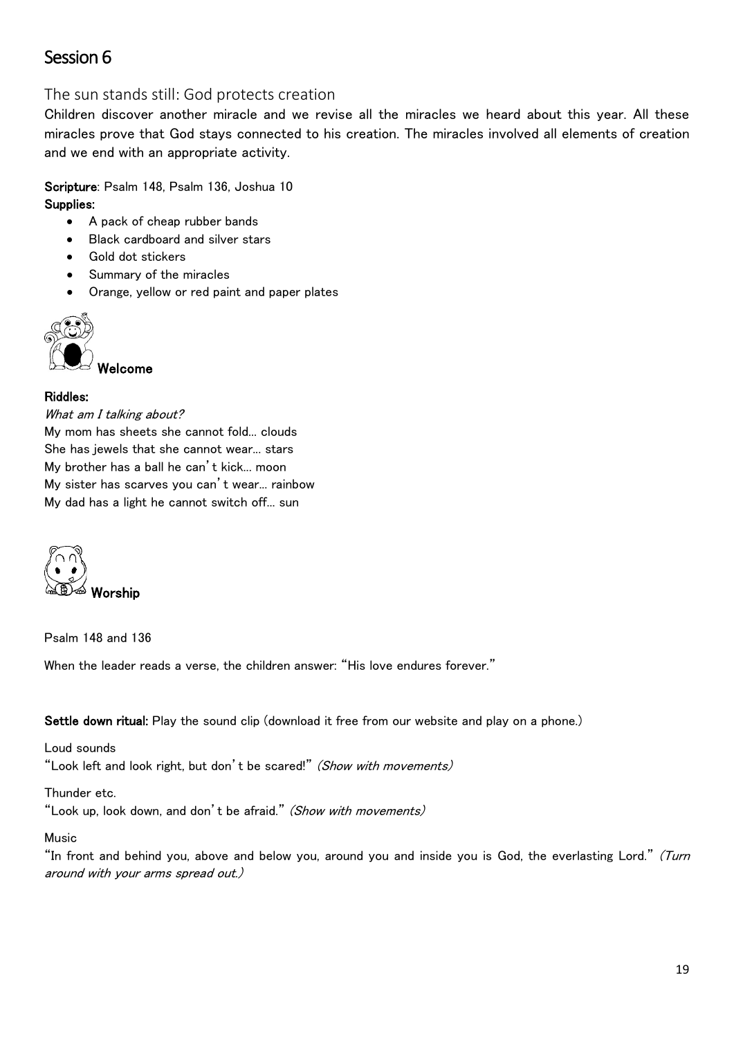# Session 6

## The sun stands still: God protects creation

Children discover another miracle and we revise all the miracles we heard about this year. All these miracles prove that God stays connected to his creation. The miracles involved all elements of creation and we end with an appropriate activity.

**Scripture**: Psalm 148, Psalm 136, Joshua 10

**Supplies:**

- A pack of cheap rubber bands
- Black cardboard and silver stars
- Gold dot stickers
- Summary of the miracles
- Orange, yellow or red paint and paper plates

### Welcome

**Riddles:**

*What am I talking about?*

My mom has sheets she cannot fold... clouds
She has jewels that she cannot wear... stars
My brother has a ball he can't kick... moon
My sister has scarves you can't wear... rainbow
My dad has a light he cannot switch off... sun

### Worship

Psalm 148 and 136

When the leader reads a verse, the children answer: "His love endures forever."

**Settle down ritual:** Play the sound clip (download it free from our website and play on a phone.)

Loud sounds
"Look left and look right, but don't be scared!" *(Show with movements)*

Thunder etc.
"Look up, look down, and don't be afraid." *(Show with movements)*

Music
"In front and behind you, above and below you, around you and inside you is God, the everlasting Lord." *(Turn around with your arms spread out.)*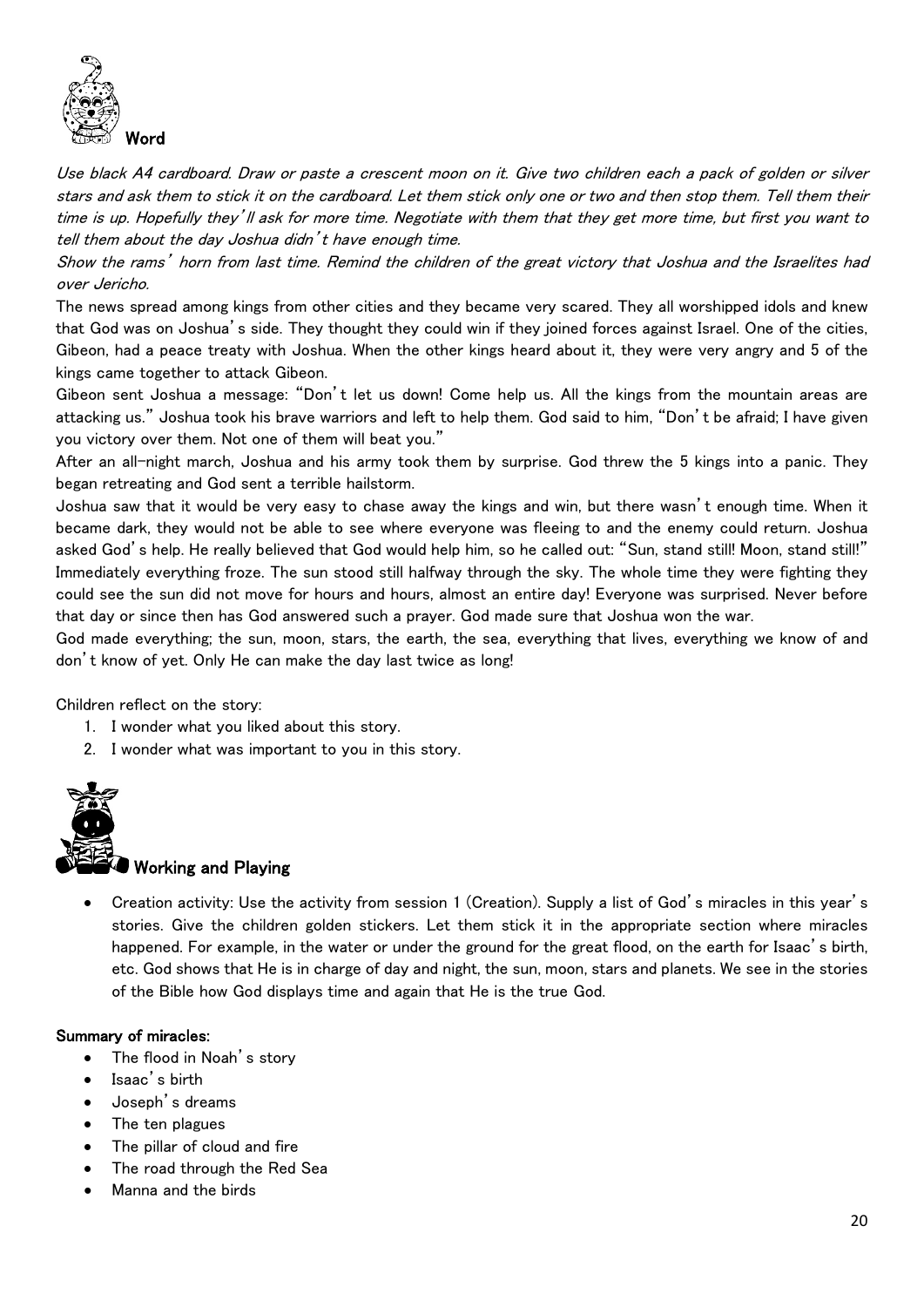## Word

*Use black A4 cardboard. Draw or paste a crescent moon on it. Give two children each a pack of golden or silver stars and ask them to stick it on the cardboard. Let them stick only one or two and then stop them. Tell them their time is up. Hopefully they'll ask for more time. Negotiate with them that they get more time, but first you want to tell them about the day Joshua didn't have enough time.*

*Show the rams' horn from last time. Remind the children of the great victory that Joshua and the Israelites had over Jericho.*

The news spread among kings from other cities and they became very scared. They all worshipped idols and knew that God was on Joshua's side. They thought they could win if they joined forces against Israel. One of the cities, Gibeon, had a peace treaty with Joshua. When the other kings heard about it, they were very angry and 5 of the kings came together to attack Gibeon.

Gibeon sent Joshua a message: "Don't let us down! Come help us. All the kings from the mountain areas are attacking us." Joshua took his brave warriors and left to help them. God said to him, "Don't be afraid; I have given you victory over them. Not one of them will beat you."

After an all-night march, Joshua and his army took them by surprise. God threw the 5 kings into a panic. They began retreating and God sent a terrible hailstorm.

Joshua saw that it would be very easy to chase away the kings and win, but there wasn't enough time. When it became dark, they would not be able to see where everyone was fleeing to and the enemy could return. Joshua asked God's help. He really believed that God would help him, so he called out: "Sun, stand still! Moon, stand still!" Immediately everything froze. The sun stood still halfway through the sky. The whole time they were fighting they could see the sun did not move for hours and hours, almost an entire day! Everyone was surprised. Never before that day or since then has God answered such a prayer. God made sure that Joshua won the war.

God made everything; the sun, moon, stars, the earth, the sea, everything that lives, everything we know of and don't know of yet. Only He can make the day last twice as long!

Children reflect on the story:

1. I wonder what you liked about this story.
2. I wonder what was important to you in this story.

## Working and Playing

- Creation activity: Use the activity from session 1 (Creation). Supply a list of God's miracles in this year's stories. Give the children golden stickers. Let them stick it in the appropriate section where miracles happened. For example, in the water or under the ground for the great flood, on the earth for Isaac's birth, etc. God shows that He is in charge of day and night, the sun, moon, stars and planets. We see in the stories of the Bible how God displays time and again that He is the true God.

**Summary of miracles:**

- The flood in Noah's story
- Isaac's birth
- Joseph's dreams
- The ten plagues
- The pillar of cloud and fire
- The road through the Red Sea
- Manna and the birds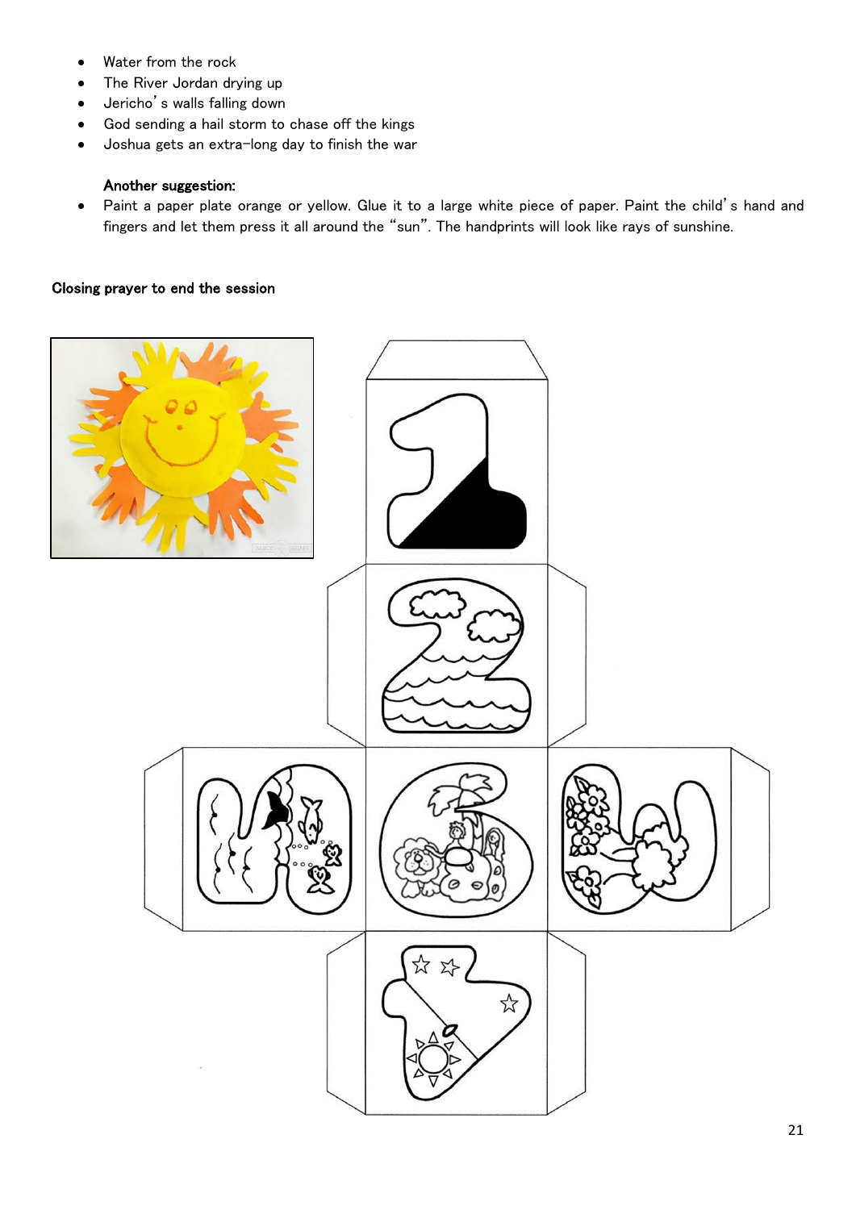- Water from the rock
- The River Jordan drying up
- Jericho's walls falling down
- God sending a hail storm to chase off the kings
- Joshua gets an extra-long day to finish the war

**Another suggestion:**

- Paint a paper plate orange or yellow. Glue it to a large white piece of paper. Paint the child's hand and fingers and let them press it all around the "sun". The handprints will look like rays of sunshine.

**Closing prayer to end the session**